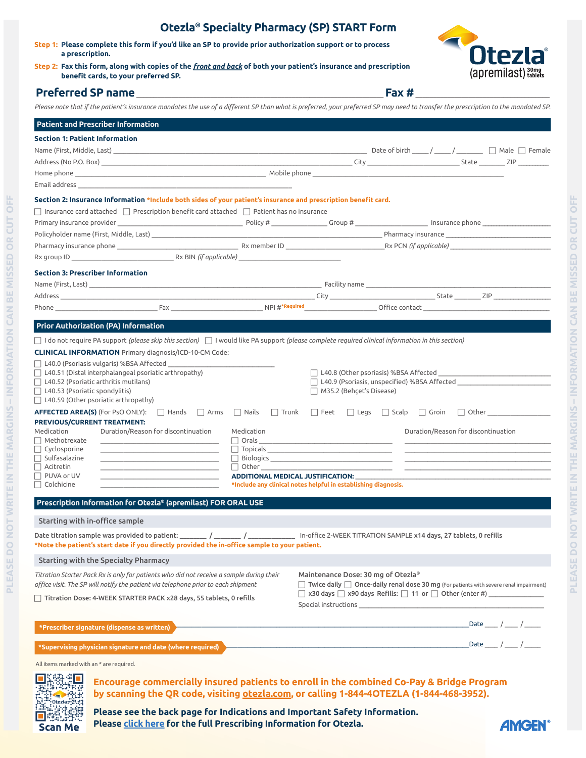# Otezla® Specialty Pharmacy (SP) START Form

**Step 1:** Please complete this form if you'd like an SP to provide prior authorization support or to process a prescription.

**Step 2:** Fax this form, along with copies of the *front and back* of both your patient's insurance and prescription benefit cards, to your preferred SP.

Otezla® (apremilast) 30mg tablets

## Preferred SP name ______________________ Fax # ______________________

*Please note that if the patient's insurance mandates the use of a different SP than what is preferred, your preferred SP may need to transfer the prescription to the mandated SP.*

## Patient and Prescriber Information

### Section 1: Patient Information

Name (First, Middle, Last) ______________________ Date of birth ____ / ____ / ______ ☐ Male ☐ Female

Address (No P.O. Box) ______________________ City ______________ State ______ ZIP ________

Home phone ______________________ Mobile phone ______________________

Email address ______________________

### Section 2: Insurance Information *Include both sides of your patient's insurance and prescription benefit card.

☐ Insurance card attached ☐ Prescription benefit card attached ☐ Patient has no insurance

Primary insurance provider ______________ Policy # ____________ Group # ____________ Insurance phone ____________

Policyholder name (First, Middle, Last) ______________________ Pharmacy insurance ______________

Pharmacy insurance phone ______________ Rx member ID ______________ Rx PCN *(if applicable)* ______________

Rx group ID ______________ Rx BIN *(if applicable)* ______________

### Section 3: Prescriber Information

Name (First, Last) ______________________ Facility name ______________________

Address ______________________ City ______________ State ______ ZIP ________

Phone ______________ Fax ______________ NPI #*Required ______________ Office contact ______________

## Prior Authorization (PA) Information

☐ I do not require PA support *(please skip this section)* ☐ I would like PA support *(please complete required clinical information in this section)*

**CLINICAL INFORMATION** Primary diagnosis/ICD-10-CM Code:

- ☐ L40.0 (Psoriasis vulgaris) %BSA Affected ______________
- ☐ L40.51 (Distal interphalangeal psoriatic arthropathy)
- ☐ L40.52 (Psoriatic arthritis mutilans)
- ☐ L40.53 (Psoriatic spondylitis)
- ☐ L40.59 (Other psoriatic arthropathy)
- ☐ L40.8 (Other psoriasis) %BSA Affected ______________
- ☐ L40.9 (Psoriasis, unspecified) %BSA Affected ______________
- ☐ M35.2 (Behçet's Disease)

**AFFECTED AREA(S)** (For PsO ONLY): ☐ Hands ☐ Arms ☐ Nails ☐ Trunk ☐ Feet ☐ Legs ☐ Scalp ☐ Groin ☐ Other ______________

**PREVIOUS/CURRENT TREATMENT:**

| Medication | Duration/Reason for discontinuation | Medication | Duration/Reason for discontinuation |
|---|---|---|---|
| ☐ Methotrexate | ______________ | ☐ Orals ______________ | ______________ |
| ☐ Cyclosporine | ______________ | ☐ Topicals ______________ | ______________ |
| ☐ Sulfasalazine | ______________ | ☐ Biologics ______________ | ______________ |
| ☐ Acitretin | ______________ | ☐ Other ______________ | ______________ |
| ☐ PUVA or UV | ______________ | | |
| ☐ Colchicine | ______________ | | |

**ADDITIONAL MEDICAL JUSTIFICATION:** ______________________
*Include any clinical notes helpful in establishing diagnosis.

## Prescription Information for Otezla® (apremilast) FOR ORAL USE

### Starting with in-office sample

Date titration sample was provided to patient: ______ / ______ / __________ In-office 2-WEEK TITRATION SAMPLE x14 days, 27 tablets, 0 refills

*Note the patient's start date if you directly provided the in-office sample to your patient.

### Starting with the Specialty Pharmacy

*Titration Starter Pack Rx is only for patients who did not receive a sample during their office visit. The SP will notify the patient via telephone prior to each shipment*

☐ Titration Dose: 4-WEEK STARTER PACK x28 days, 55 tablets, 0 refills

Maintenance Dose: 30 mg of Otezla®

☐ Twice daily ☐ Once-daily renal dose 30 mg (For patients with severe renal impairment)

☐ x30 days ☐ x90 days Refills: ☐ 11 or ☐ Other (enter #) ______________

Special instructions ______________________

*Prescriber signature (dispense as written) ______________________ Date ____ / ____ / ____

*Supervising physician signature and date (where required) ______________________ Date ____ / ____ / ____

All items marked with an * are required.

Scan Me

**Encourage commercially insured patients to enroll in the combined Co-Pay & Bridge Program by scanning the QR code, visiting otezla.com, or calling 1-844-4OTEZLA (1-844-468-3952).**

**Please see the back page for Indications and Important Safety Information.**
**Please click here for the full Prescribing Information for Otezla.**

AMGEN®

PLEASE DO NOT WRITE IN THE MARGINS – INFORMATION CAN BE MISSED OR CUT OFF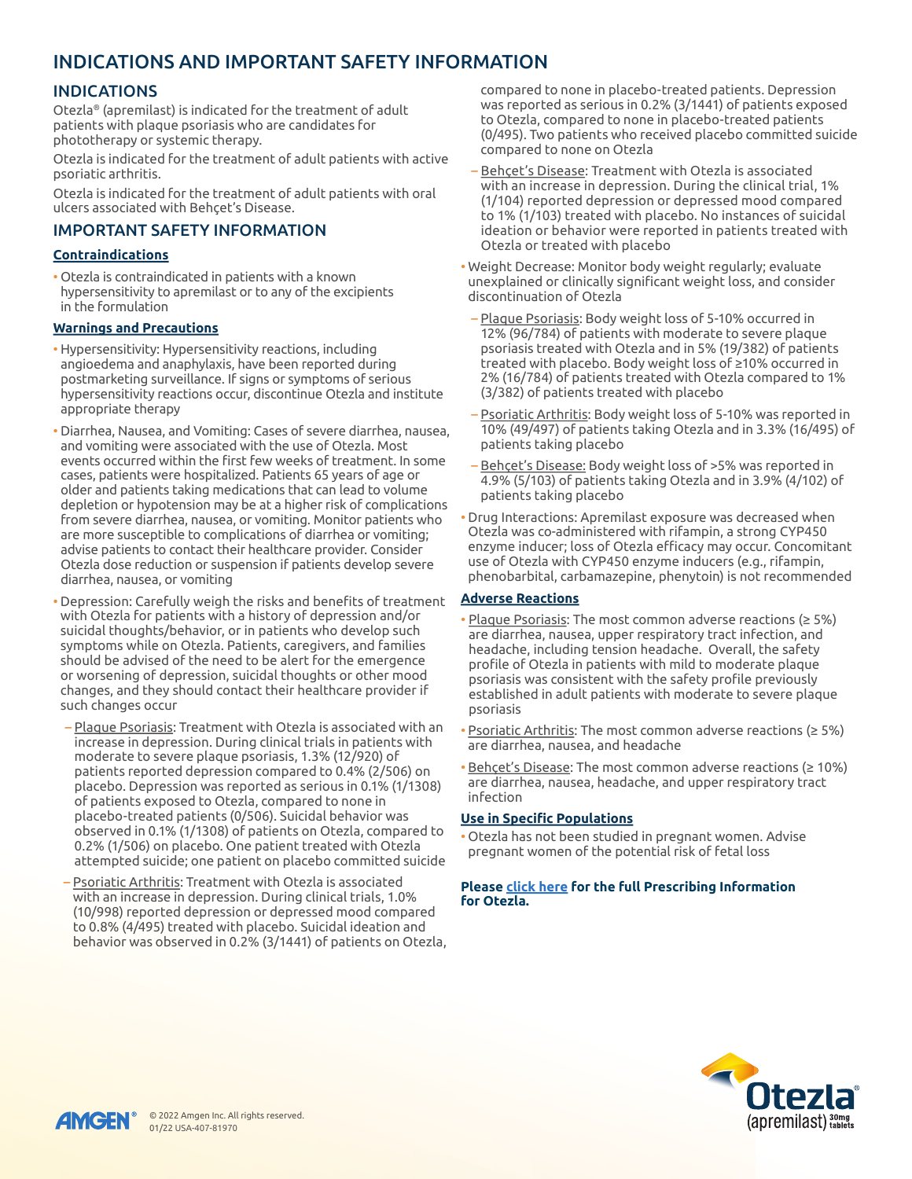# INDICATIONS AND IMPORTANT SAFETY INFORMATION

## INDICATIONS

Otezla® (apremilast) is indicated for the treatment of adult patients with plaque psoriasis who are candidates for phototherapy or systemic therapy.

Otezla is indicated for the treatment of adult patients with active psoriatic arthritis.

Otezla is indicated for the treatment of adult patients with oral ulcers associated with Behçet's Disease.

## IMPORTANT SAFETY INFORMATION

### Contraindications

- Otezla is contraindicated in patients with a known hypersensitivity to apremilast or to any of the excipients in the formulation

### Warnings and Precautions

- Hypersensitivity: Hypersensitivity reactions, including angioedema and anaphylaxis, have been reported during postmarketing surveillance. If signs or symptoms of serious hypersensitivity reactions occur, discontinue Otezla and institute appropriate therapy
- Diarrhea, Nausea, and Vomiting: Cases of severe diarrhea, nausea, and vomiting were associated with the use of Otezla. Most events occurred within the first few weeks of treatment. In some cases, patients were hospitalized. Patients 65 years of age or older and patients taking medications that can lead to volume depletion or hypotension may be at a higher risk of complications from severe diarrhea, nausea, or vomiting. Monitor patients who are more susceptible to complications of diarrhea or vomiting; advise patients to contact their healthcare provider. Consider Otezla dose reduction or suspension if patients develop severe diarrhea, nausea, or vomiting
- Depression: Carefully weigh the risks and benefits of treatment with Otezla for patients with a history of depression and/or suicidal thoughts/behavior, or in patients who develop such symptoms while on Otezla. Patients, caregivers, and families should be advised of the need to be alert for the emergence or worsening of depression, suicidal thoughts or other mood changes, and they should contact their healthcare provider if such changes occur
  - Plaque Psoriasis: Treatment with Otezla is associated with an increase in depression. During clinical trials in patients with moderate to severe plaque psoriasis, 1.3% (12/920) of patients reported depression compared to 0.4% (2/506) on placebo. Depression was reported as serious in 0.1% (1/1308) of patients exposed to Otezla, compared to none in placebo-treated patients (0/506). Suicidal behavior was observed in 0.1% (1/1308) of patients on Otezla, compared to 0.2% (1/506) on placebo. One patient treated with Otezla attempted suicide; one patient on placebo committed suicide
  - Psoriatic Arthritis: Treatment with Otezla is associated with an increase in depression. During clinical trials, 1.0% (10/998) reported depression or depressed mood compared to 0.8% (4/495) treated with placebo. Suicidal ideation and behavior was observed in 0.2% (3/1441) of patients on Otezla, compared to none in placebo-treated patients. Depression was reported as serious in 0.2% (3/1441) of patients exposed to Otezla, compared to none in placebo-treated patients (0/495). Two patients who received placebo committed suicide compared to none on Otezla
  - Behçet's Disease: Treatment with Otezla is associated with an increase in depression. During the clinical trial, 1% (1/104) reported depression or depressed mood compared to 1% (1/103) treated with placebo. No instances of suicidal ideation or behavior were reported in patients treated with Otezla or treated with placebo
- Weight Decrease: Monitor body weight regularly; evaluate unexplained or clinically significant weight loss, and consider discontinuation of Otezla
  - Plaque Psoriasis: Body weight loss of 5-10% occurred in 12% (96/784) of patients with moderate to severe plaque psoriasis treated with Otezla and in 5% (19/382) of patients treated with placebo. Body weight loss of ≥10% occurred in 2% (16/784) of patients treated with Otezla compared to 1% (3/382) of patients treated with placebo
  - Psoriatic Arthritis: Body weight loss of 5-10% was reported in 10% (49/497) of patients taking Otezla and in 3.3% (16/495) of patients taking placebo
  - Behçet's Disease: Body weight loss of >5% was reported in 4.9% (5/103) of patients taking Otezla and in 3.9% (4/102) of patients taking placebo
- Drug Interactions: Apremilast exposure was decreased when Otezla was co-administered with rifampin, a strong CYP450 enzyme inducer; loss of Otezla efficacy may occur. Concomitant use of Otezla with CYP450 enzyme inducers (e.g., rifampin, phenobarbital, carbamazepine, phenytoin) is not recommended

### Adverse Reactions

- Plaque Psoriasis: The most common adverse reactions (≥ 5%) are diarrhea, nausea, upper respiratory tract infection, and headache, including tension headache. Overall, the safety profile of Otezla in patients with mild to moderate plaque psoriasis was consistent with the safety profile previously established in adult patients with moderate to severe plaque psoriasis
- Psoriatic Arthritis: The most common adverse reactions (≥ 5%) are diarrhea, nausea, and headache
- Behçet's Disease: The most common adverse reactions (≥ 10%) are diarrhea, nausea, headache, and upper respiratory tract infection

### Use in Specific Populations

- Otezla has not been studied in pregnant women. Advise pregnant women of the potential risk of fetal loss

**Please click here for the full Prescribing Information for Otezla.**

© 2022 Amgen Inc. All rights reserved.
01/22 USA-407-81970